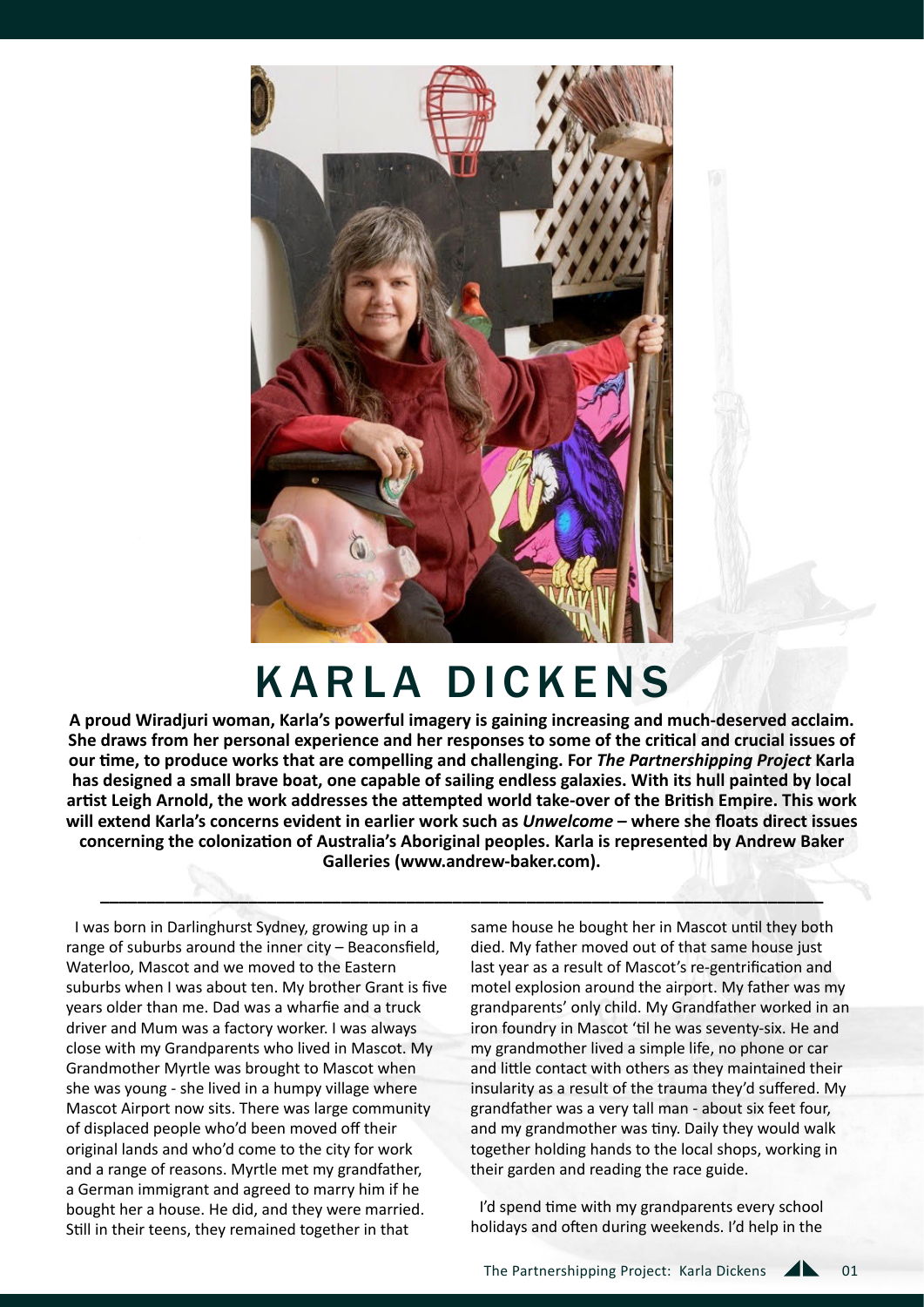# KARLA DICKENS

**A proud Wiradjuri woman, Karla's powerful imagery is gaining increasing and much-deserved acclaim. She draws from her personal experience and her responses to some of the critical and crucial issues of our time, to produce works that are compelling and challenging. For *The Partnershipping Project* Karla has designed a small brave boat, one capable of sailing endless galaxies. With its hull painted by local artist Leigh Arnold, the work addresses the attempted world take-over of the British Empire. This work will extend Karla's concerns evident in earlier work such as *Unwelcome* – where she floats direct issues concerning the colonization of Australia's Aboriginal peoples. Karla is represented by Andrew Baker Galleries (www.andrew-baker.com).**

---

I was born in Darlinghurst Sydney, growing up in a range of suburbs around the inner city – Beaconsfield, Waterloo, Mascot and we moved to the Eastern suburbs when I was about ten. My brother Grant is five years older than me. Dad was a wharfie and a truck driver and Mum was a factory worker. I was always close with my Grandparents who lived in Mascot. My Grandmother Myrtle was brought to Mascot when she was young - she lived in a humpy village where Mascot Airport now sits. There was large community of displaced people who'd been moved off their original lands and who'd come to the city for work and a range of reasons. Myrtle met my grandfather, a German immigrant and agreed to marry him if he bought her a house. He did, and they were married. Still in their teens, they remained together in that same house he bought her in Mascot until they both died. My father moved out of that same house just last year as a result of Mascot's re-gentrification and motel explosion around the airport. My father was my grandparents' only child. My Grandfather worked in an iron foundry in Mascot 'til he was seventy-six. He and my grandmother lived a simple life, no phone or car and little contact with others as they maintained their insularity as a result of the trauma they'd suffered. My grandfather was a very tall man - about six feet four, and my grandmother was tiny. Daily they would walk together holding hands to the local shops, working in their garden and reading the race guide.

I'd spend time with my grandparents every school holidays and often during weekends. I'd help in the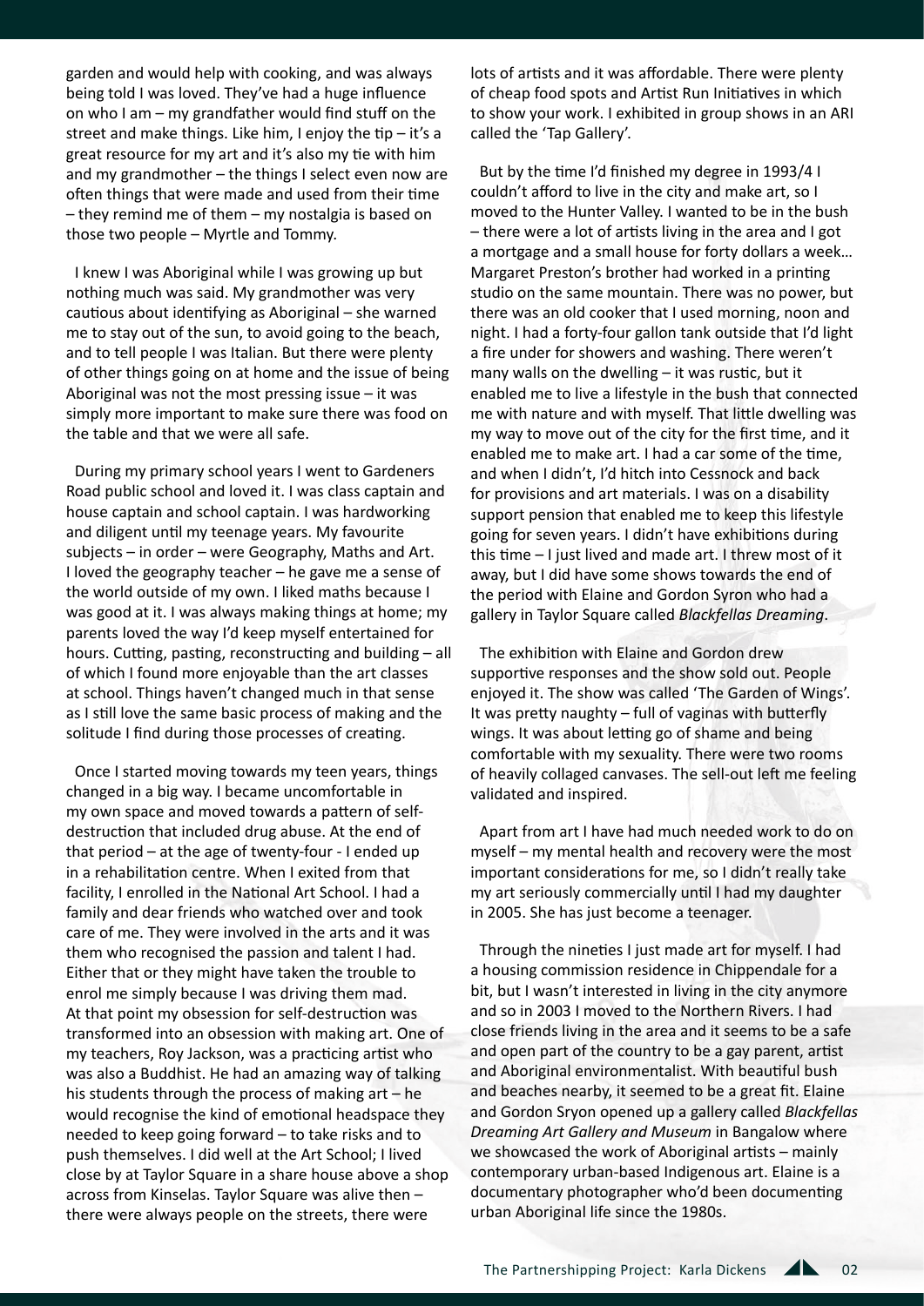garden and would help with cooking, and was always being told I was loved. They've had a huge influence on who I am – my grandfather would find stuff on the street and make things. Like him, I enjoy the tip – it's a great resource for my art and it's also my tie with him and my grandmother – the things I select even now are often things that were made and used from their time – they remind me of them – my nostalgia is based on those two people – Myrtle and Tommy.

I knew I was Aboriginal while I was growing up but nothing much was said. My grandmother was very cautious about identifying as Aboriginal – she warned me to stay out of the sun, to avoid going to the beach, and to tell people I was Italian. But there were plenty of other things going on at home and the issue of being Aboriginal was not the most pressing issue – it was simply more important to make sure there was food on the table and that we were all safe.

During my primary school years I went to Gardeners Road public school and loved it. I was class captain and house captain and school captain. I was hardworking and diligent until my teenage years. My favourite subjects – in order – were Geography, Maths and Art. I loved the geography teacher – he gave me a sense of the world outside of my own. I liked maths because I was good at it. I was always making things at home; my parents loved the way I'd keep myself entertained for hours. Cutting, pasting, reconstructing and building – all of which I found more enjoyable than the art classes at school. Things haven't changed much in that sense as I still love the same basic process of making and the solitude I find during those processes of creating.

Once I started moving towards my teen years, things changed in a big way. I became uncomfortable in my own space and moved towards a pattern of self-destruction that included drug abuse. At the end of that period – at the age of twenty-four - I ended up in a rehabilitation centre. When I exited from that facility, I enrolled in the National Art School. I had a family and dear friends who watched over and took care of me. They were involved in the arts and it was them who recognised the passion and talent I had. Either that or they might have taken the trouble to enrol me simply because I was driving them mad. At that point my obsession for self-destruction was transformed into an obsession with making art. One of my teachers, Roy Jackson, was a practicing artist who was also a Buddhist. He had an amazing way of talking his students through the process of making art – he would recognise the kind of emotional headspace they needed to keep going forward – to take risks and to push themselves. I did well at the Art School; I lived close by at Taylor Square in a share house above a shop across from Kinselas. Taylor Square was alive then – there were always people on the streets, there were lots of artists and it was affordable. There were plenty of cheap food spots and Artist Run Initiatives in which to show your work. I exhibited in group shows in an ARI called the 'Tap Gallery'.

But by the time I'd finished my degree in 1993/4 I couldn't afford to live in the city and make art, so I moved to the Hunter Valley. I wanted to be in the bush – there were a lot of artists living in the area and I got a mortgage and a small house for forty dollars a week… Margaret Preston's brother had worked in a printing studio on the same mountain. There was no power, but there was an old cooker that I used morning, noon and night. I had a forty-four gallon tank outside that I'd light a fire under for showers and washing. There weren't many walls on the dwelling – it was rustic, but it enabled me to live a lifestyle in the bush that connected me with nature and with myself. That little dwelling was my way to move out of the city for the first time, and it enabled me to make art. I had a car some of the time, and when I didn't, I'd hitch into Cessnock and back for provisions and art materials. I was on a disability support pension that enabled me to keep this lifestyle going for seven years. I didn't have exhibitions during this time – I just lived and made art. I threw most of it away, but I did have some shows towards the end of the period with Elaine and Gordon Syron who had a gallery in Taylor Square called *Blackfellas Dreaming*.

The exhibition with Elaine and Gordon drew supportive responses and the show sold out. People enjoyed it. The show was called 'The Garden of Wings'. It was pretty naughty – full of vaginas with butterfly wings. It was about letting go of shame and being comfortable with my sexuality. There were two rooms of heavily collaged canvases. The sell-out left me feeling validated and inspired.

Apart from art I have had much needed work to do on myself – my mental health and recovery were the most important considerations for me, so I didn't really take my art seriously commercially until I had my daughter in 2005. She has just become a teenager.

Through the nineties I just made art for myself. I had a housing commission residence in Chippendale for a bit, but I wasn't interested in living in the city anymore and so in 2003 I moved to the Northern Rivers. I had close friends living in the area and it seems to be a safe and open part of the country to be a gay parent, artist and Aboriginal environmentalist. With beautiful bush and beaches nearby, it seemed to be a great fit. Elaine and Gordon Sryon opened up a gallery called *Blackfellas Dreaming Art Gallery and Museum* in Bangalow where we showcased the work of Aboriginal artists – mainly contemporary urban-based Indigenous art. Elaine is a documentary photographer who'd been documenting urban Aboriginal life since the 1980s.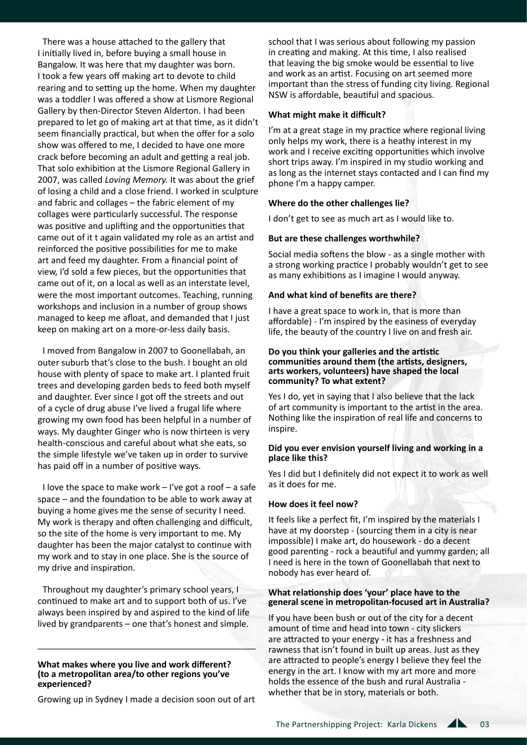There was a house attached to the gallery that I initially lived in, before buying a small house in Bangalow. It was here that my daughter was born. I took a few years off making art to devote to child rearing and to setting up the home. When my daughter was a toddler I was offered a show at Lismore Regional Gallery by then-Director Steven Alderton. I had been prepared to let go of making art at that time, as it didn't seem financially practical, but when the offer for a solo show was offered to me, I decided to have one more crack before becoming an adult and getting a real job. That solo exhibition at the Lismore Regional Gallery in 2007, was called *Loving Memory.* It was about the grief of losing a child and a close friend. I worked in sculpture and fabric and collages – the fabric element of my collages were particularly successful. The response was positive and uplifting and the opportunities that came out of it t again validated my role as an artist and reinforced the positive possibilities for me to make art and feed my daughter. From a financial point of view, I'd sold a few pieces, but the opportunities that came out of it, on a local as well as an interstate level, were the most important outcomes. Teaching, running workshops and inclusion in a number of group shows managed to keep me afloat, and demanded that I just keep on making art on a more-or-less daily basis.

I moved from Bangalow in 2007 to Goonellabah, an outer suburb that's close to the bush. I bought an old house with plenty of space to make art. I planted fruit trees and developing garden beds to feed both myself and daughter. Ever since I got off the streets and out of a cycle of drug abuse I've lived a frugal life where growing my own food has been helpful in a number of ways. My daughter Ginger who is now thirteen is very health-conscious and careful about what she eats, so the simple lifestyle we've taken up in order to survive has paid off in a number of positive ways.

I love the space to make work – I've got a roof – a safe space – and the foundation to be able to work away at buying a home gives me the sense of security I need. My work is therapy and often challenging and difficult, so the site of the home is very important to me. My daughter has been the major catalyst to continue with my work and to stay in one place. She is the source of my drive and inspiration.

Throughout my daughter's primary school years, I continued to make art and to support both of us. I've always been inspired by and aspired to the kind of life lived by grandparents – one that's honest and simple.

---

**What makes where you live and work different? (to a metropolitan area/to other regions you've experienced?**

Growing up in Sydney I made a decision soon out of art school that I was serious about following my passion in creating and making. At this time, I also realised that leaving the big smoke would be essential to live and work as an artist. Focusing on art seemed more important than the stress of funding city living. Regional NSW is affordable, beautiful and spacious.

**What might make it difficult?**

I'm at a great stage in my practice where regional living only helps my work, there is a heathy interest in my work and I receive exciting opportunities which involve short trips away. I'm inspired in my studio working and as long as the internet stays contacted and I can find my phone I'm a happy camper.

**Where do the other challenges lie?**

I don't get to see as much art as I would like to.

**But are these challenges worthwhile?**

Social media softens the blow - as a single mother with a strong working practice I probably wouldn't get to see as many exhibitions as I imagine I would anyway.

**And what kind of benefits are there?**

I have a great space to work in, that is more than affordable) - I'm inspired by the easiness of everyday life, the beauty of the country I live on and fresh air.

**Do you think your galleries and the artistic communities around them (the artists, designers, arts workers, volunteers) have shaped the local community? To what extent?**

Yes I do, yet in saying that I also believe that the lack of art community is important to the artist in the area. Nothing like the inspiration of real life and concerns to inspire.

**Did you ever envision yourself living and working in a place like this?**

Yes I did but I definitely did not expect it to work as well as it does for me.

**How does it feel now?**

It feels like a perfect fit, I'm inspired by the materials I have at my doorstep - (sourcing them in a city is near impossible) I make art, do housework - do a decent good parenting - rock a beautiful and yummy garden; all I need is here in the town of Goonellabah that next to nobody has ever heard of.

**What relationship does 'your' place have to the general scene in metropolitan-focused art in Australia?**

If you have been bush or out of the city for a decent amount of time and head into town - city slickers are attracted to your energy - it has a freshness and rawness that isn't found in built up areas. Just as they are attracted to people's energy I believe they feel the energy in the art. I know with my art more and more holds the essence of the bush and rural Australia - whether that be in story, materials or both.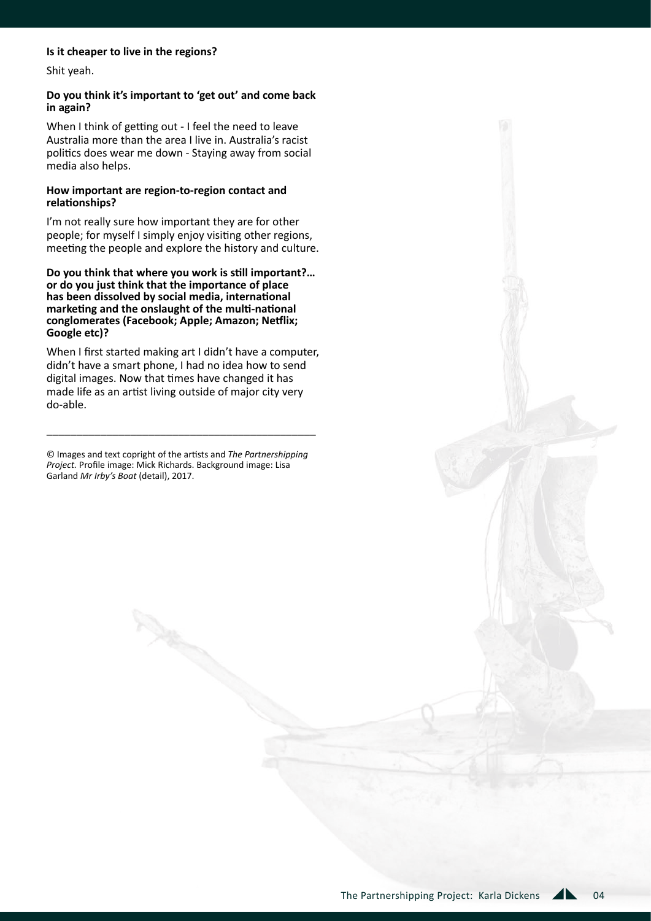**Is it cheaper to live in the regions?**

Shit yeah.

**Do you think it's important to 'get out' and come back in again?**

When I think of getting out - I feel the need to leave Australia more than the area I live in. Australia's racist politics does wear me down - Staying away from social media also helps.

**How important are region-to-region contact and relationships?**

I'm not really sure how important they are for other people; for myself I simply enjoy visiting other regions, meeting the people and explore the history and culture.

**Do you think that where you work is still important?… or do you just think that the importance of place has been dissolved by social media, international marketing and the onslaught of the multi-national conglomerates (Facebook; Apple; Amazon; Netflix; Google etc)?**

When I first started making art I didn't have a computer, didn't have a smart phone, I had no idea how to send digital images. Now that times have changed it has made life as an artist living outside of major city very do-able.

---

© Images and text copright of the artists and *The Partnershipping Project*. Profile image: Mick Richards. Background image: Lisa Garland *Mr Irby's Boat* (detail), 2017.